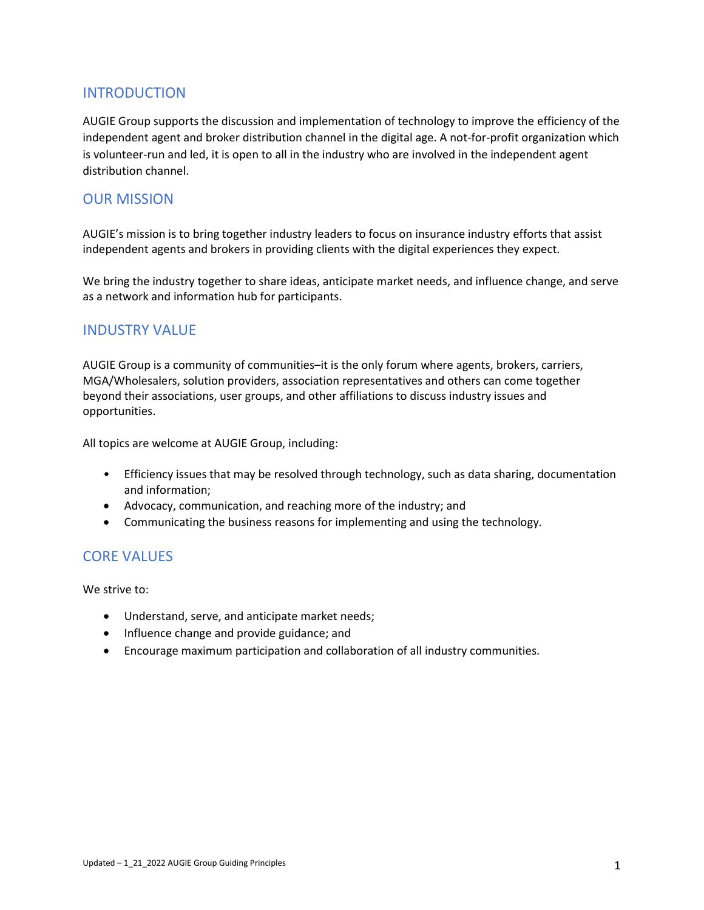## INTRODUCTION

AUGIE Group supports the discussion and implementation of technology to improve the efficiency of the independent agent and broker distribution channel in the digital age. A not-for-profit organization which is volunteer-run and led, it is open to all in the industry who are involved in the independent agent distribution channel.

## OUR MISSION

AUGIE's mission is to bring together industry leaders to focus on insurance industry efforts that assist independent agents and brokers in providing clients with the digital experiences they expect.

We bring the industry together to share ideas, anticipate market needs, and influence change, and serve as a network and information hub for participants.

## INDUSTRY VALUE

AUGIE Group is a community of communities–it is the only forum where agents, brokers, carriers, MGA/Wholesalers, solution providers, association representatives and others can come together beyond their associations, user groups, and other affiliations to discuss industry issues and opportunities.

All topics are welcome at AUGIE Group, including:

- Efficiency issues that may be resolved through technology, such as data sharing, documentation and information;
- Advocacy, communication, and reaching more of the industry; and
- Communicating the business reasons for implementing and using the technology.

## CORE VALUES

We strive to:

- Understand, serve, and anticipate market needs;
- Influence change and provide guidance; and
- Encourage maximum participation and collaboration of all industry communities.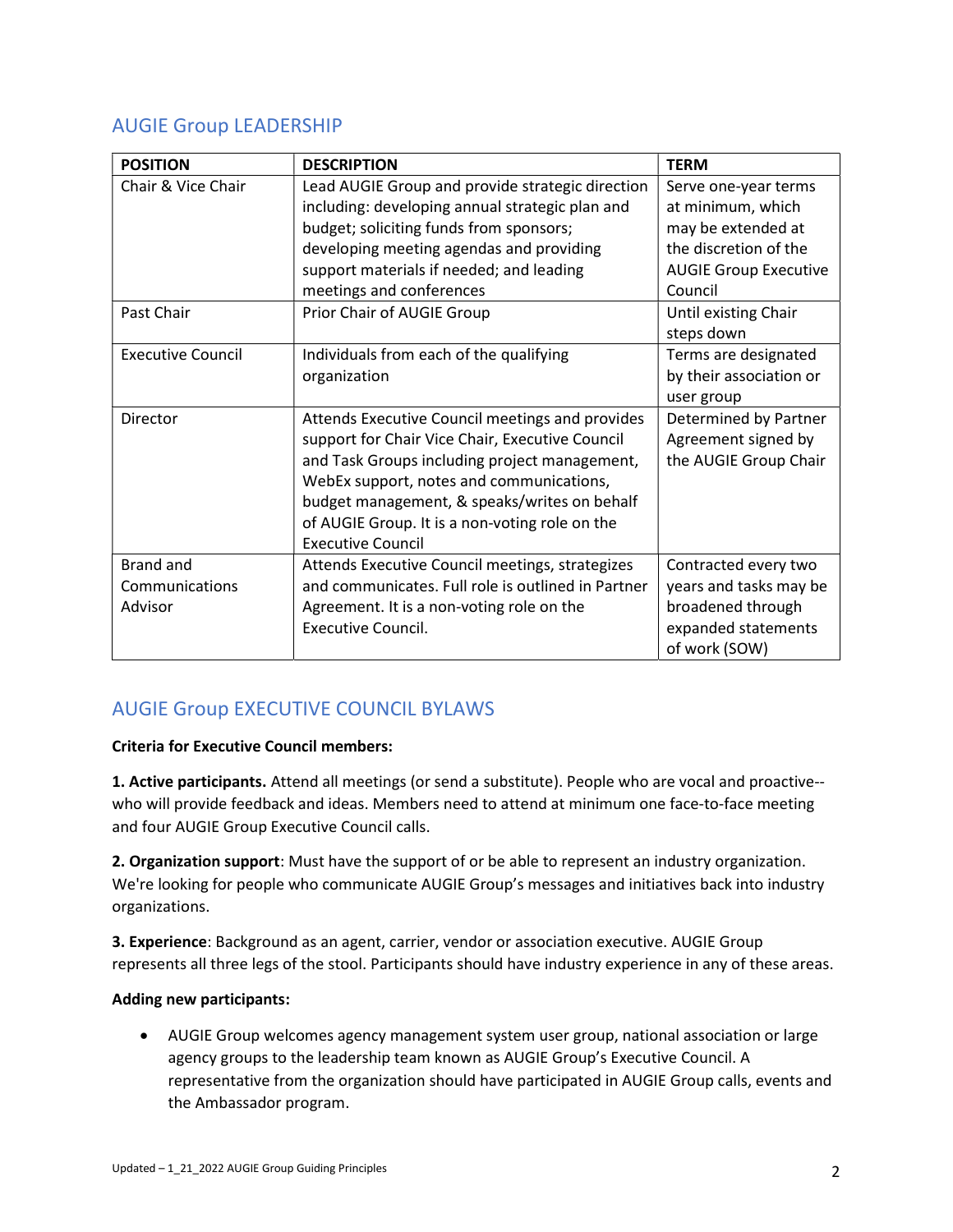## AUGIE Group LEADERSHIP

| POSITION | DESCRIPTION | TERM |
| --- | --- | --- |
| Chair & Vice Chair | Lead AUGIE Group and provide strategic direction including: developing annual strategic plan and budget; soliciting funds from sponsors; developing meeting agendas and providing support materials if needed; and leading meetings and conferences | Serve one-year terms at minimum, which may be extended at the discretion of the AUGIE Group Executive Council |
| Past Chair | Prior Chair of AUGIE Group | Until existing Chair steps down |
| Executive Council | Individuals from each of the qualifying organization | Terms are designated by their association or user group |
| Director | Attends Executive Council meetings and provides support for Chair Vice Chair, Executive Council and Task Groups including project management, WebEx support, notes and communications, budget management, & speaks/writes on behalf of AUGIE Group. It is a non-voting role on the Executive Council | Determined by Partner Agreement signed by the AUGIE Group Chair |
| Brand and Communications Advisor | Attends Executive Council meetings, strategizes and communicates. Full role is outlined in Partner Agreement. It is a non-voting role on the Executive Council. | Contracted every two years and tasks may be broadened through expanded statements of work (SOW) |

## AUGIE Group EXECUTIVE COUNCIL BYLAWS

**Criteria for Executive Council members:**

**1. Active participants.** Attend all meetings (or send a substitute). People who are vocal and proactive--who will provide feedback and ideas. Members need to attend at minimum one face-to-face meeting and four AUGIE Group Executive Council calls.

**2. Organization support**: Must have the support of or be able to represent an industry organization. We're looking for people who communicate AUGIE Group's messages and initiatives back into industry organizations.

**3. Experience**: Background as an agent, carrier, vendor or association executive. AUGIE Group represents all three legs of the stool. Participants should have industry experience in any of these areas.

**Adding new participants:**

- AUGIE Group welcomes agency management system user group, national association or large agency groups to the leadership team known as AUGIE Group's Executive Council. A representative from the organization should have participated in AUGIE Group calls, events and the Ambassador program.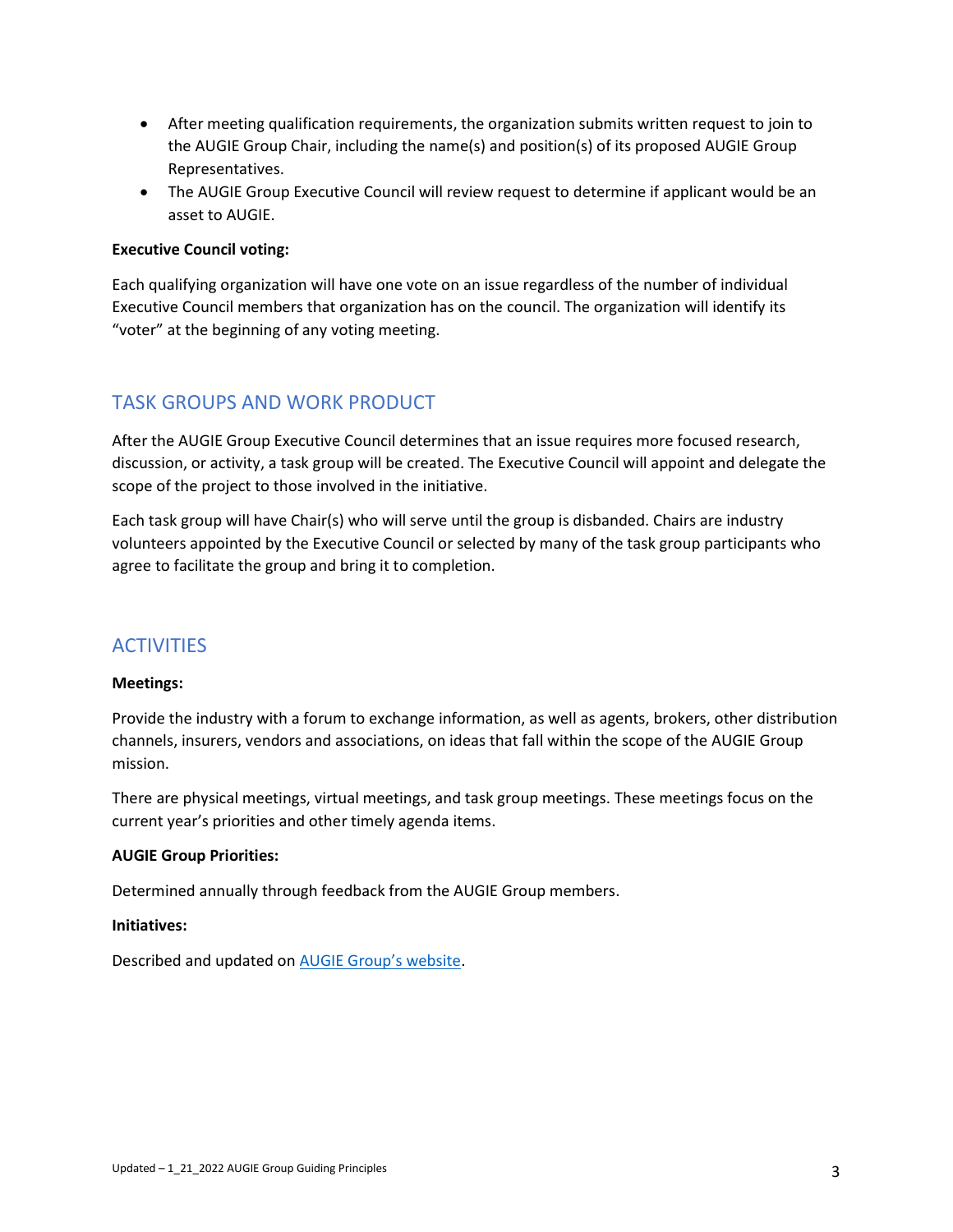- After meeting qualification requirements, the organization submits written request to join to the AUGIE Group Chair, including the name(s) and position(s) of its proposed AUGIE Group Representatives.
- The AUGIE Group Executive Council will review request to determine if applicant would be an asset to AUGIE.

**Executive Council voting:**

Each qualifying organization will have one vote on an issue regardless of the number of individual Executive Council members that organization has on the council. The organization will identify its "voter" at the beginning of any voting meeting.

## TASK GROUPS AND WORK PRODUCT

After the AUGIE Group Executive Council determines that an issue requires more focused research, discussion, or activity, a task group will be created. The Executive Council will appoint and delegate the scope of the project to those involved in the initiative.

Each task group will have Chair(s) who will serve until the group is disbanded. Chairs are industry volunteers appointed by the Executive Council or selected by many of the task group participants who agree to facilitate the group and bring it to completion.

## ACTIVITIES

**Meetings:**

Provide the industry with a forum to exchange information, as well as agents, brokers, other distribution channels, insurers, vendors and associations, on ideas that fall within the scope of the AUGIE Group mission.

There are physical meetings, virtual meetings, and task group meetings. These meetings focus on the current year's priorities and other timely agenda items.

**AUGIE Group Priorities:**

Determined annually through feedback from the AUGIE Group members.

**Initiatives:**

Described and updated on AUGIE Group's website.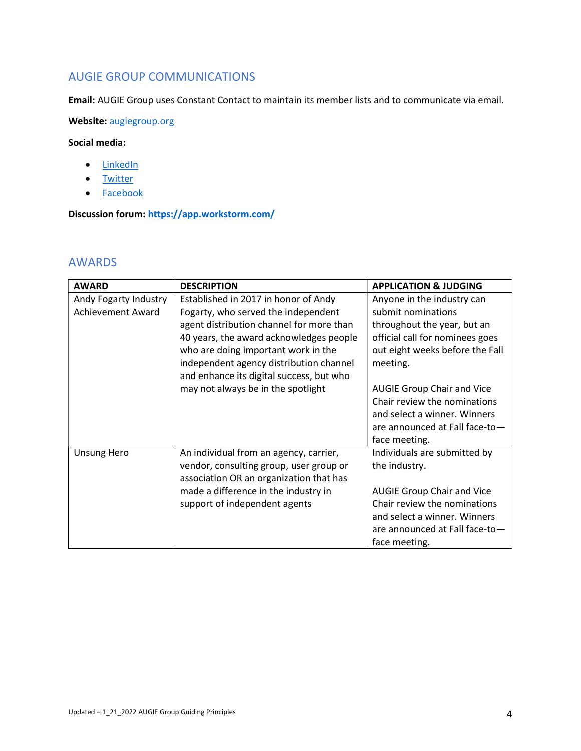## AUGIE GROUP COMMUNICATIONS

**Email:** AUGIE Group uses Constant Contact to maintain its member lists and to communicate via email.

**Website:** [augiegroup.org](augiegroup.org)

**Social media:**

- LinkedIn
- Twitter
- Facebook

**Discussion forum:** **https://app.workstorm.com/**

## AWARDS

| AWARD | DESCRIPTION | APPLICATION & JUDGING |
|---|---|---|
| Andy Fogarty Industry Achievement Award | Established in 2017 in honor of Andy Fogarty, who served the independent agent distribution channel for more than 40 years, the award acknowledges people who are doing important work in the independent agency distribution channel and enhance its digital success, but who may not always be in the spotlight | Anyone in the industry can submit nominations throughout the year, but an official call for nominees goes out eight weeks before the Fall meeting.<br><br>AUGIE Group Chair and Vice Chair review the nominations and select a winner. Winners are announced at Fall face-to—face meeting. |
| Unsung Hero | An individual from an agency, carrier, vendor, consulting group, user group or association OR an organization that has made a difference in the industry in support of independent agents | Individuals are submitted by the industry.<br><br>AUGIE Group Chair and Vice Chair review the nominations and select a winner. Winners are announced at Fall face-to—face meeting. |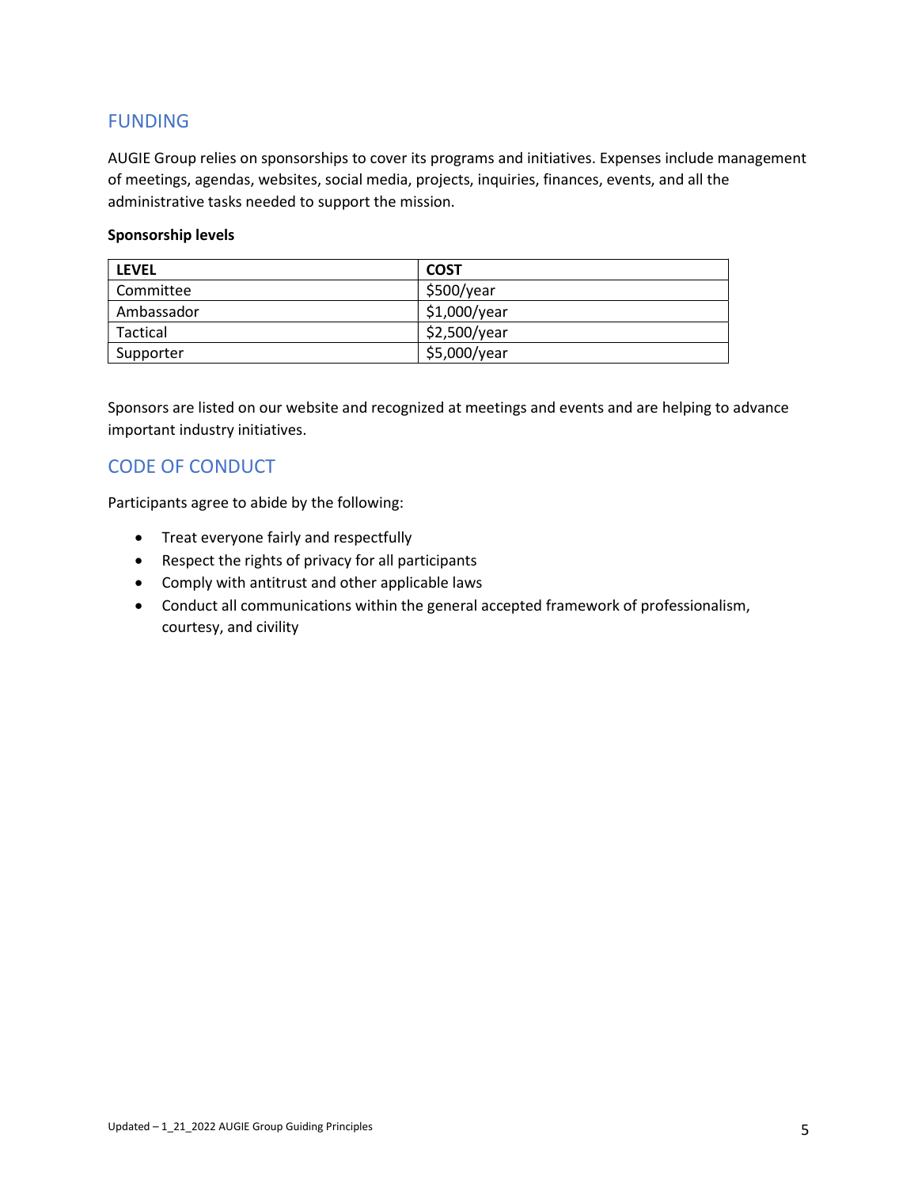## FUNDING

AUGIE Group relies on sponsorships to cover its programs and initiatives. Expenses include management of meetings, agendas, websites, social media, projects, inquiries, finances, events, and all the administrative tasks needed to support the mission.

**Sponsorship levels**

| LEVEL | COST |
|---|---|
| Committee | $500/year |
| Ambassador | $1,000/year |
| Tactical | $2,500/year |
| Supporter | $5,000/year |

Sponsors are listed on our website and recognized at meetings and events and are helping to advance important industry initiatives.

## CODE OF CONDUCT

Participants agree to abide by the following:

- Treat everyone fairly and respectfully
- Respect the rights of privacy for all participants
- Comply with antitrust and other applicable laws
- Conduct all communications within the general accepted framework of professionalism, courtesy, and civility